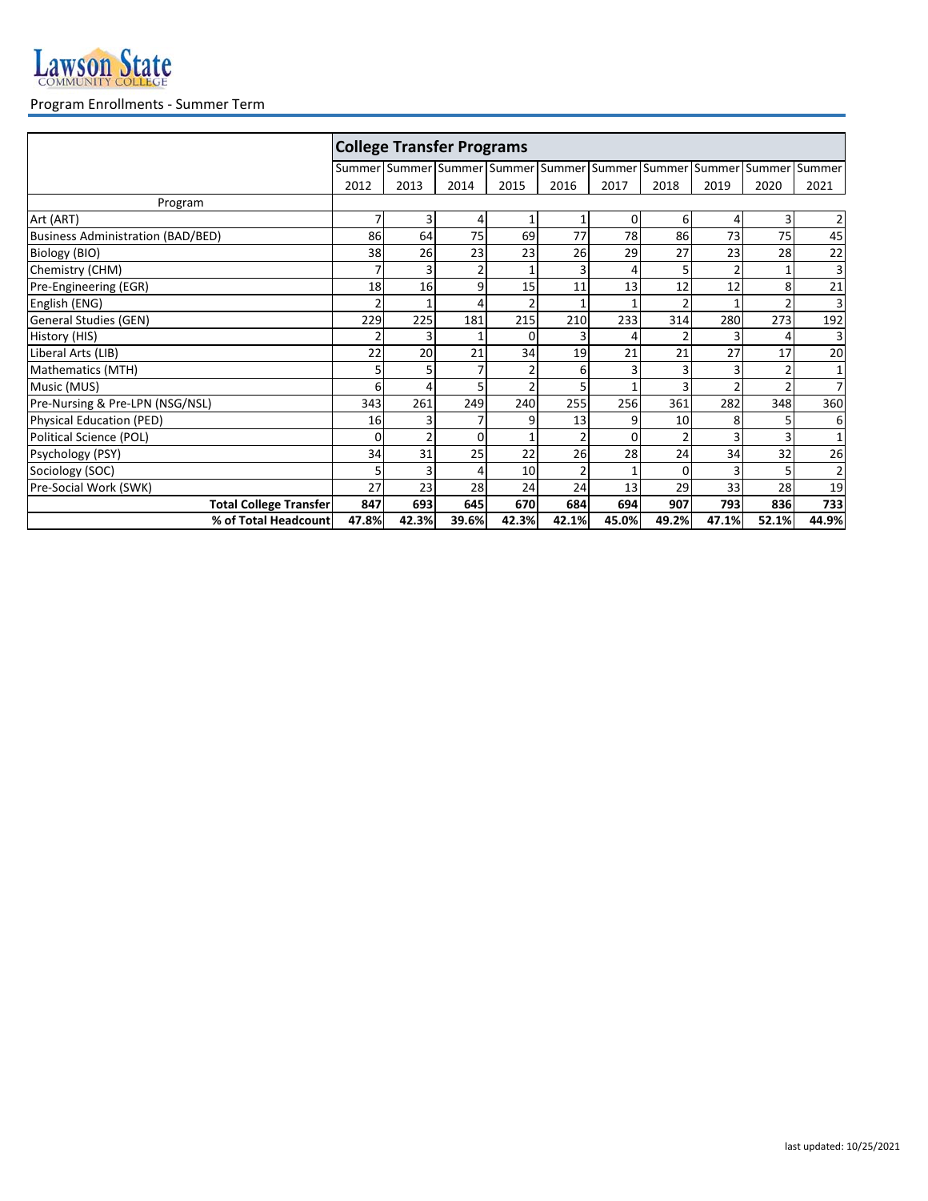Lawson State Community College

Program Enrollments - Summer Term

| | College Transfer Programs | | | | | | | | | |
|---|---|---|---|---|---|---|---|---|---|---|
| | Summer 2012 | Summer 2013 | Summer 2014 | Summer 2015 | Summer 2016 | Summer 2017 | Summer 2018 | Summer 2019 | Summer 2020 | Summer 2021 |
| Program | | | | | | | | | | |
| Art (ART) | 7 | 3 | 4 | 1 | 1 | 0 | 6 | 4 | 3 | 2 |
| Business Administration (BAD/BED) | 86 | 64 | 75 | 69 | 77 | 78 | 86 | 73 | 75 | 45 |
| Biology (BIO) | 38 | 26 | 23 | 23 | 26 | 29 | 27 | 23 | 28 | 22 |
| Chemistry (CHM) | 7 | 3 | 2 | 1 | 3 | 4 | 5 | 2 | 1 | 3 |
| Pre-Engineering (EGR) | 18 | 16 | 9 | 15 | 11 | 13 | 12 | 12 | 8 | 21 |
| English (ENG) | 2 | 1 | 4 | 2 | 1 | 1 | 2 | 1 | 2 | 3 |
| General Studies (GEN) | 229 | 225 | 181 | 215 | 210 | 233 | 314 | 280 | 273 | 192 |
| History (HIS) | 2 | 3 | 1 | 0 | 3 | 4 | 2 | 3 | 4 | 3 |
| Liberal Arts (LIB) | 22 | 20 | 21 | 34 | 19 | 21 | 21 | 27 | 17 | 20 |
| Mathematics (MTH) | 5 | 5 | 7 | 2 | 6 | 3 | 3 | 3 | 2 | 1 |
| Music (MUS) | 6 | 4 | 5 | 2 | 5 | 1 | 3 | 2 | 2 | 7 |
| Pre-Nursing & Pre-LPN (NSG/NSL) | 343 | 261 | 249 | 240 | 255 | 256 | 361 | 282 | 348 | 360 |
| Physical Education (PED) | 16 | 3 | 7 | 9 | 13 | 9 | 10 | 8 | 5 | 6 |
| Political Science (POL) | 0 | 2 | 0 | 1 | 2 | 0 | 2 | 3 | 3 | 1 |
| Psychology (PSY) | 34 | 31 | 25 | 22 | 26 | 28 | 24 | 34 | 32 | 26 |
| Sociology (SOC) | 5 | 3 | 4 | 10 | 2 | 1 | 0 | 3 | 5 | 2 |
| Pre-Social Work (SWK) | 27 | 23 | 28 | 24 | 24 | 13 | 29 | 33 | 28 | 19 |
| **Total College Transfer** | **847** | **693** | **645** | **670** | **684** | **694** | **907** | **793** | **836** | **733** |
| **% of Total Headcount** | **47.8%** | **42.3%** | **39.6%** | **42.3%** | **42.1%** | **45.0%** | **49.2%** | **47.1%** | **52.1%** | **44.9%** |

last updated: 10/25/2021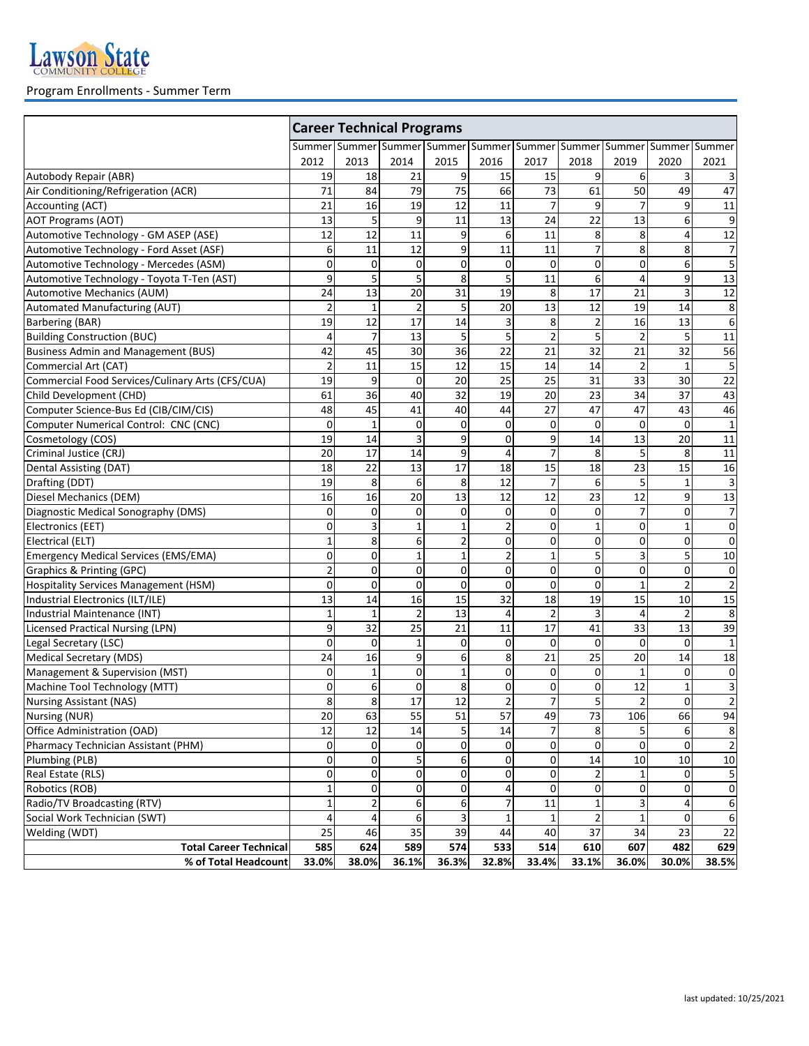Lawson State Community College

Program Enrollments - Summer Term

| | Career Technical Programs | | | | | | | | | |
|---|---|---|---|---|---|---|---|---|---|---|
| | Summer 2012 | Summer 2013 | Summer 2014 | Summer 2015 | Summer 2016 | Summer 2017 | Summer 2018 | Summer 2019 | Summer 2020 | Summer 2021 |
| Autobody Repair (ABR) | 19 | 18 | 21 | 9 | 15 | 15 | 9 | 6 | 3 | 3 |
| Air Conditioning/Refrigeration (ACR) | 71 | 84 | 79 | 75 | 66 | 73 | 61 | 50 | 49 | 47 |
| Accounting (ACT) | 21 | 16 | 19 | 12 | 11 | 7 | 9 | 7 | 9 | 11 |
| AOT Programs (AOT) | 13 | 5 | 9 | 11 | 13 | 24 | 22 | 13 | 6 | 9 |
| Automotive Technology - GM ASEP (ASE) | 12 | 12 | 11 | 9 | 6 | 11 | 8 | 8 | 4 | 12 |
| Automotive Technology - Ford Asset (ASF) | 6 | 11 | 12 | 9 | 11 | 11 | 7 | 8 | 8 | 7 |
| Automotive Technology - Mercedes (ASM) | 0 | 0 | 0 | 0 | 0 | 0 | 0 | 0 | 6 | 5 |
| Automotive Technology - Toyota T-Ten (AST) | 9 | 5 | 5 | 8 | 5 | 11 | 6 | 4 | 9 | 13 |
| Automotive Mechanics (AUM) | 24 | 13 | 20 | 31 | 19 | 8 | 17 | 21 | 3 | 12 |
| Automated Manufacturing (AUT) | 2 | 1 | 2 | 5 | 20 | 13 | 12 | 19 | 14 | 8 |
| Barbering (BAR) | 19 | 12 | 17 | 14 | 3 | 8 | 2 | 16 | 13 | 6 |
| Building Construction (BUC) | 4 | 7 | 13 | 5 | 5 | 2 | 5 | 2 | 5 | 11 |
| Business Admin and Management (BUS) | 42 | 45 | 30 | 36 | 22 | 21 | 32 | 21 | 32 | 56 |
| Commercial Art (CAT) | 2 | 11 | 15 | 12 | 15 | 14 | 14 | 2 | 1 | 5 |
| Commercial Food Services/Culinary Arts (CFS/CUA) | 19 | 9 | 0 | 20 | 25 | 25 | 31 | 33 | 30 | 22 |
| Child Development (CHD) | 61 | 36 | 40 | 32 | 19 | 20 | 23 | 34 | 37 | 43 |
| Computer Science-Bus Ed (CIB/CIM/CIS) | 48 | 45 | 41 | 40 | 44 | 27 | 47 | 47 | 43 | 46 |
| Computer Numerical Control: CNC (CNC) | 0 | 1 | 0 | 0 | 0 | 0 | 0 | 0 | 0 | 1 |
| Cosmetology (COS) | 19 | 14 | 3 | 9 | 0 | 9 | 14 | 13 | 20 | 11 |
| Criminal Justice (CRJ) | 20 | 17 | 14 | 9 | 4 | 7 | 8 | 5 | 8 | 11 |
| Dental Assisting (DAT) | 18 | 22 | 13 | 17 | 18 | 15 | 18 | 23 | 15 | 16 |
| Drafting (DDT) | 19 | 8 | 6 | 8 | 12 | 7 | 6 | 5 | 1 | 3 |
| Diesel Mechanics (DEM) | 16 | 16 | 20 | 13 | 12 | 12 | 23 | 12 | 9 | 13 |
| Diagnostic Medical Sonography (DMS) | 0 | 0 | 0 | 0 | 0 | 0 | 0 | 7 | 0 | 7 |
| Electronics (EET) | 0 | 3 | 1 | 1 | 2 | 0 | 1 | 0 | 1 | 0 |
| Electrical (ELT) | 1 | 8 | 6 | 2 | 0 | 0 | 0 | 0 | 0 | 0 |
| Emergency Medical Services (EMS/EMA) | 0 | 0 | 1 | 1 | 2 | 1 | 5 | 3 | 5 | 10 |
| Graphics & Printing (GPC) | 2 | 0 | 0 | 0 | 0 | 0 | 0 | 0 | 0 | 0 |
| Hospitality Services Management (HSM) | 0 | 0 | 0 | 0 | 0 | 0 | 0 | 1 | 2 | 2 |
| Industrial Electronics (ILT/ILE) | 13 | 14 | 16 | 15 | 32 | 18 | 19 | 15 | 10 | 15 |
| Industrial Maintenance (INT) | 1 | 1 | 2 | 13 | 4 | 2 | 3 | 4 | 2 | 8 |
| Licensed Practical Nursing (LPN) | 9 | 32 | 25 | 21 | 11 | 17 | 41 | 33 | 13 | 39 |
| Legal Secretary (LSC) | 0 | 0 | 1 | 0 | 0 | 0 | 0 | 0 | 0 | 1 |
| Medical Secretary (MDS) | 24 | 16 | 9 | 6 | 8 | 21 | 25 | 20 | 14 | 18 |
| Management & Supervision (MST) | 0 | 1 | 0 | 1 | 0 | 0 | 0 | 1 | 0 | 0 |
| Machine Tool Technology (MTT) | 0 | 6 | 0 | 8 | 0 | 0 | 0 | 12 | 1 | 3 |
| Nursing Assistant (NAS) | 8 | 8 | 17 | 12 | 2 | 7 | 5 | 2 | 0 | 2 |
| Nursing (NUR) | 20 | 63 | 55 | 51 | 57 | 49 | 73 | 106 | 66 | 94 |
| Office Administration (OAD) | 12 | 12 | 14 | 5 | 14 | 7 | 8 | 5 | 6 | 8 |
| Pharmacy Technician Assistant (PHM) | 0 | 0 | 0 | 0 | 0 | 0 | 0 | 0 | 0 | 2 |
| Plumbing (PLB) | 0 | 0 | 5 | 6 | 0 | 0 | 14 | 10 | 10 | 10 |
| Real Estate (RLS) | 0 | 0 | 0 | 0 | 0 | 0 | 2 | 1 | 0 | 5 |
| Robotics (ROB) | 1 | 0 | 0 | 0 | 4 | 0 | 0 | 0 | 0 | 0 |
| Radio/TV Broadcasting (RTV) | 1 | 2 | 6 | 6 | 7 | 11 | 1 | 3 | 4 | 6 |
| Social Work Technician (SWT) | 4 | 4 | 6 | 3 | 1 | 1 | 2 | 1 | 0 | 6 |
| Welding (WDT) | 25 | 46 | 35 | 39 | 44 | 40 | 37 | 34 | 23 | 22 |
| **Total Career Technical** | **585** | **624** | **589** | **574** | **533** | **514** | **610** | **607** | **482** | **629** |
| **% of Total Headcount** | **33.0%** | **38.0%** | **36.1%** | **36.3%** | **32.8%** | **33.4%** | **33.1%** | **36.0%** | **30.0%** | **38.5%** |

last updated: 10/25/2021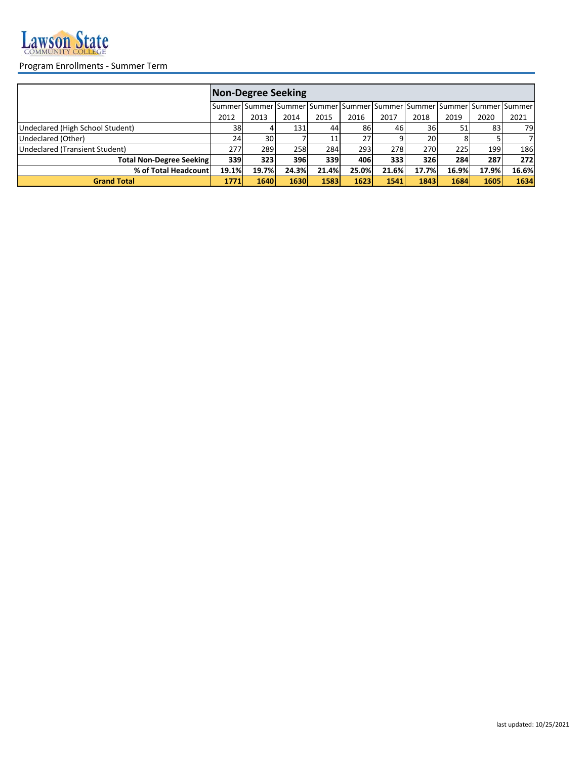Lawson State Community College

Program Enrollments - Summer Term

| | Non-Degree Seeking | | | | | | | | | |
|---|---|---|---|---|---|---|---|---|---|---|
| | Summer 2012 | Summer 2013 | Summer 2014 | Summer 2015 | Summer 2016 | Summer 2017 | Summer 2018 | Summer 2019 | Summer 2020 | Summer 2021 |
| Undeclared (High School Student) | 38 | 4 | 131 | 44 | 86 | 46 | 36 | 51 | 83 | 79 |
| Undeclared (Other) | 24 | 30 | 7 | 11 | 27 | 9 | 20 | 8 | 5 | 7 |
| Undeclared (Transient Student) | 277 | 289 | 258 | 284 | 293 | 278 | 270 | 225 | 199 | 186 |
| **Total Non-Degree Seeking** | **339** | **323** | **396** | **339** | **406** | **333** | **326** | **284** | **287** | **272** |
| **% of Total Headcount** | **19.1%** | **19.7%** | **24.3%** | **21.4%** | **25.0%** | **21.6%** | **17.7%** | **16.9%** | **17.9%** | **16.6%** |
| **Grand Total** | **1771** | **1640** | **1630** | **1583** | **1623** | **1541** | **1843** | **1684** | **1605** | **1634** |

last updated: 10/25/2021